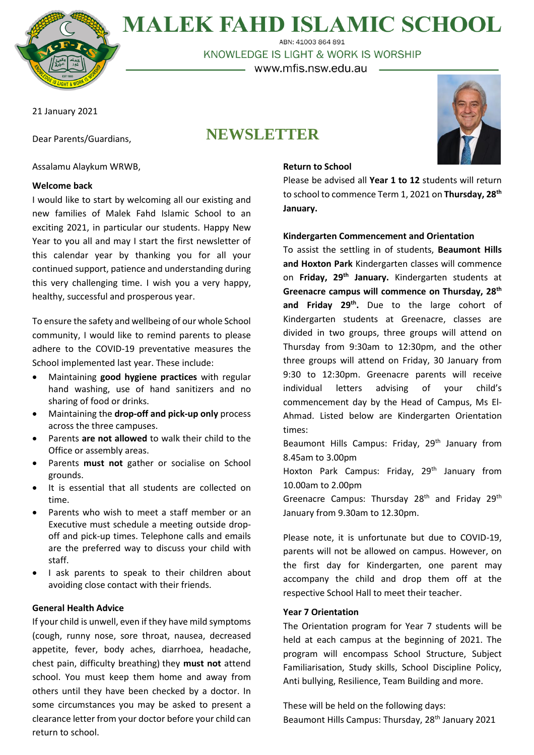# MALEK FAHD ISLAMIC SCHOOL

ABN: 41003 864 891

KNOWLEDGE IS LIGHT & WORK IS WORSHIP

www.mfis.nsw.edu.au

21 January 2021

Dear Parents/Guardians,

## NEWSLETTER

Assalamu Alaykum WRWB,

**Welcome back**

I would like to start by welcoming all our existing and new families of Malek Fahd Islamic School to an exciting 2021, in particular our students. Happy New Year to you all and may I start the first newsletter of this calendar year by thanking you for all your continued support, patience and understanding during this very challenging time. I wish you a very happy, healthy, successful and prosperous year.

To ensure the safety and wellbeing of our whole School community, I would like to remind parents to please adhere to the COVID-19 preventative measures the School implemented last year. These include:

- Maintaining **good hygiene practices** with regular hand washing, use of hand sanitizers and no sharing of food or drinks.
- Maintaining the **drop-off and pick-up only** process across the three campuses.
- Parents **are not allowed** to walk their child to the Office or assembly areas.
- Parents **must not** gather or socialise on School grounds.
- It is essential that all students are collected on time.
- Parents who wish to meet a staff member or an Executive must schedule a meeting outside drop-off and pick-up times. Telephone calls and emails are the preferred way to discuss your child with staff.
- I ask parents to speak to their children about avoiding close contact with their friends.

**General Health Advice**

If your child is unwell, even if they have mild symptoms (cough, runny nose, sore throat, nausea, decreased appetite, fever, body aches, diarrhoea, headache, chest pain, difficulty breathing) they **must not** attend school. You must keep them home and away from others until they have been checked by a doctor. In some circumstances you may be asked to present a clearance letter from your doctor before your child can return to school.

**Return to School**

Please be advised all **Year 1 to 12** students will return to school to commence Term 1, 2021 on **Thursday, 28th January.**

**Kindergarten Commencement and Orientation**

To assist the settling in of students, **Beaumont Hills and Hoxton Park** Kindergarten classes will commence on **Friday, 29th January.** Kindergarten students at **Greenacre campus will commence on Thursday, 28th and Friday 29th.** Due to the large cohort of Kindergarten students at Greenacre, classes are divided in two groups, three groups will attend on Thursday from 9:30am to 12:30pm, and the other three groups will attend on Friday, 30 January from 9:30 to 12:30pm. Greenacre parents will receive individual letters advising of your child's commencement day by the Head of Campus, Ms El-Ahmad. Listed below are Kindergarten Orientation times:

Beaumont Hills Campus: Friday, 29th January from 8.45am to 3.00pm

Hoxton Park Campus: Friday, 29th January from 10.00am to 2.00pm

Greenacre Campus: Thursday 28th and Friday 29th January from 9.30am to 12.30pm.

Please note, it is unfortunate but due to COVID-19, parents will not be allowed on campus. However, on the first day for Kindergarten, one parent may accompany the child and drop them off at the respective School Hall to meet their teacher.

**Year 7 Orientation**

The Orientation program for Year 7 students will be held at each campus at the beginning of 2021. The program will encompass School Structure, Subject Familiarisation, Study skills, School Discipline Policy, Anti bullying, Resilience, Team Building and more.

These will be held on the following days:

Beaumont Hills Campus: Thursday, 28th January 2021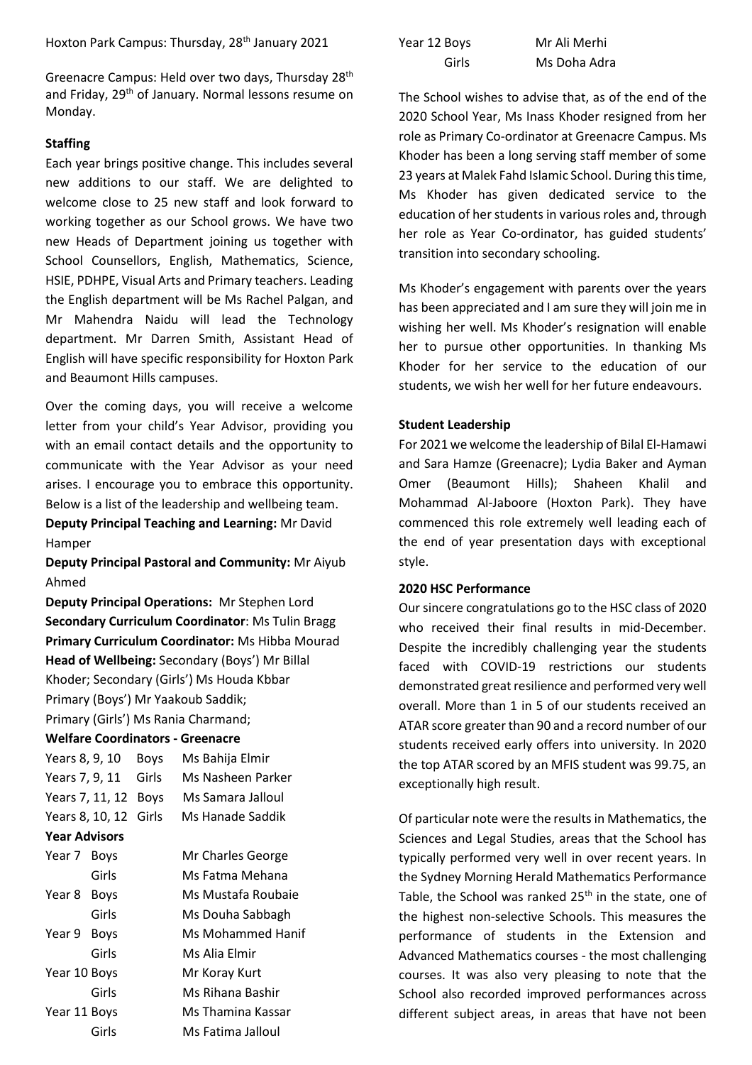Hoxton Park Campus: Thursday, 28th January 2021

Greenacre Campus: Held over two days, Thursday 28th and Friday, 29th of January. Normal lessons resume on Monday.

**Staffing**

Each year brings positive change. This includes several new additions to our staff. We are delighted to welcome close to 25 new staff and look forward to working together as our School grows. We have two new Heads of Department joining us together with School Counsellors, English, Mathematics, Science, HSIE, PDHPE, Visual Arts and Primary teachers. Leading the English department will be Ms Rachel Palgan, and Mr Mahendra Naidu will lead the Technology department. Mr Darren Smith, Assistant Head of English will have specific responsibility for Hoxton Park and Beaumont Hills campuses.

Over the coming days, you will receive a welcome letter from your child's Year Advisor, providing you with an email contact details and the opportunity to communicate with the Year Advisor as your need arises. I encourage you to embrace this opportunity. Below is a list of the leadership and wellbeing team.

**Deputy Principal Teaching and Learning:** Mr David Hamper

**Deputy Principal Pastoral and Community:** Mr Aiyub Ahmed

**Deputy Principal Operations:** Mr Stephen Lord

**Secondary Curriculum Coordinator**: Ms Tulin Bragg

**Primary Curriculum Coordinator:** Ms Hibba Mourad

**Head of Wellbeing:** Secondary (Boys') Mr Billal Khoder; Secondary (Girls') Ms Houda Kbbar
Primary (Boys') Mr Yaakoub Saddik;
Primary (Girls') Ms Rania Charmand;

**Welfare Coordinators - Greenacre**

| Years | | Name |
|---|---|---|
| Years 8, 9, 10 | Boys | Ms Bahija Elmir |
| Years 7, 9, 11 | Girls | Ms Nasheen Parker |
| Years 7, 11, 12 | Boys | Ms Samara Jalloul |
| Years 8, 10, 12 | Girls | Ms Hanade Saddik |

**Year Advisors**

| Year | | Name |
|---|---|---|
| Year 7 | Boys | Mr Charles George |
| | Girls | Ms Fatma Mehana |
| Year 8 | Boys | Ms Mustafa Roubaie |
| | Girls | Ms Douha Sabbagh |
| Year 9 | Boys | Ms Mohammed Hanif |
| | Girls | Ms Alia Elmir |
| Year 10 | Boys | Mr Koray Kurt |
| | Girls | Ms Rihana Bashir |
| Year 11 | Boys | Ms Thamina Kassar |
| | Girls | Ms Fatima Jalloul |
| Year 12 | Boys | Mr Ali Merhi |
| | Girls | Ms Doha Adra |

The School wishes to advise that, as of the end of the 2020 School Year, Ms Inass Khoder resigned from her role as Primary Co-ordinator at Greenacre Campus. Ms Khoder has been a long serving staff member of some 23 years at Malek Fahd Islamic School. During this time, Ms Khoder has given dedicated service to the education of her students in various roles and, through her role as Year Co-ordinator, has guided students' transition into secondary schooling.

Ms Khoder's engagement with parents over the years has been appreciated and I am sure they will join me in wishing her well. Ms Khoder's resignation will enable her to pursue other opportunities. In thanking Ms Khoder for her service to the education of our students, we wish her well for her future endeavours.

**Student Leadership**

For 2021 we welcome the leadership of Bilal El-Hamawi and Sara Hamze (Greenacre); Lydia Baker and Ayman Omer (Beaumont Hills); Shaheen Khalil and Mohammad Al-Jaboore (Hoxton Park). They have commenced this role extremely well leading each of the end of year presentation days with exceptional style.

**2020 HSC Performance**

Our sincere congratulations go to the HSC class of 2020 who received their final results in mid-December. Despite the incredibly challenging year the students faced with COVID-19 restrictions our students demonstrated great resilience and performed very well overall. More than 1 in 5 of our students received an ATAR score greater than 90 and a record number of our students received early offers into university. In 2020 the top ATAR scored by an MFIS student was 99.75, an exceptionally high result.

Of particular note were the results in Mathematics, the Sciences and Legal Studies, areas that the School has typically performed very well in over recent years. In the Sydney Morning Herald Mathematics Performance Table, the School was ranked 25th in the state, one of the highest non-selective Schools. This measures the performance of students in the Extension and Advanced Mathematics courses - the most challenging courses. It was also very pleasing to note that the School also recorded improved performances across different subject areas, in areas that have not been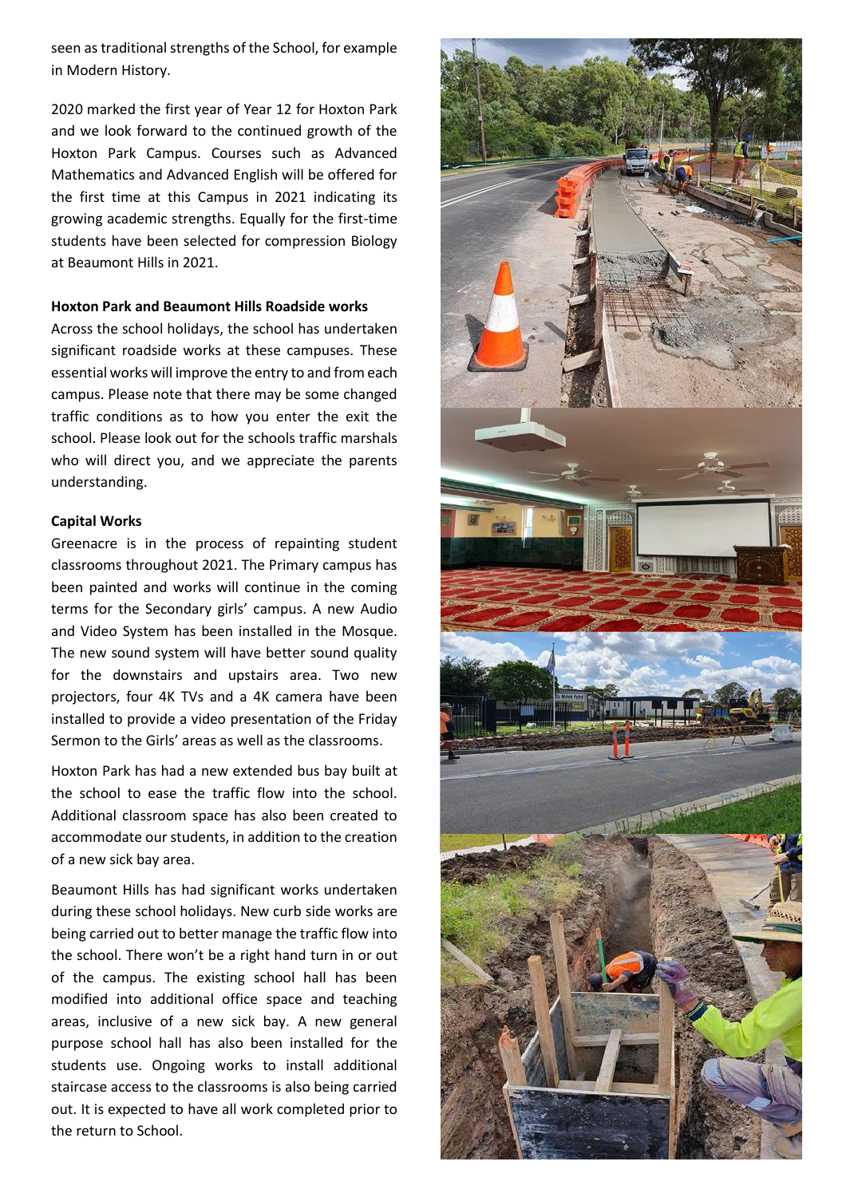seen as traditional strengths of the School, for example in Modern History.

2020 marked the first year of Year 12 for Hoxton Park and we look forward to the continued growth of the Hoxton Park Campus. Courses such as Advanced Mathematics and Advanced English will be offered for the first time at this Campus in 2021 indicating its growing academic strengths. Equally for the first-time students have been selected for compression Biology at Beaumont Hills in 2021.

**Hoxton Park and Beaumont Hills Roadside works**

Across the school holidays, the school has undertaken significant roadside works at these campuses. These essential works will improve the entry to and from each campus. Please note that there may be some changed traffic conditions as to how you enter the exit the school. Please look out for the schools traffic marshals who will direct you, and we appreciate the parents understanding.

**Capital Works**

Greenacre is in the process of repainting student classrooms throughout 2021. The Primary campus has been painted and works will continue in the coming terms for the Secondary girls' campus. A new Audio and Video System has been installed in the Mosque. The new sound system will have better sound quality for the downstairs and upstairs area. Two new projectors, four 4K TVs and a 4K camera have been installed to provide a video presentation of the Friday Sermon to the Girls' areas as well as the classrooms.

Hoxton Park has had a new extended bus bay built at the school to ease the traffic flow into the school. Additional classroom space has also been created to accommodate our students, in addition to the creation of a new sick bay area.

Beaumont Hills has had significant works undertaken during these school holidays. New curb side works are being carried out to better manage the traffic flow into the school. There won't be a right hand turn in or out of the campus. The existing school hall has been modified into additional office space and teaching areas, inclusive of a new sick bay. A new general purpose school hall has also been installed for the students use. Ongoing works to install additional staircase access to the classrooms is also being carried out. It is expected to have all work completed prior to the return to School.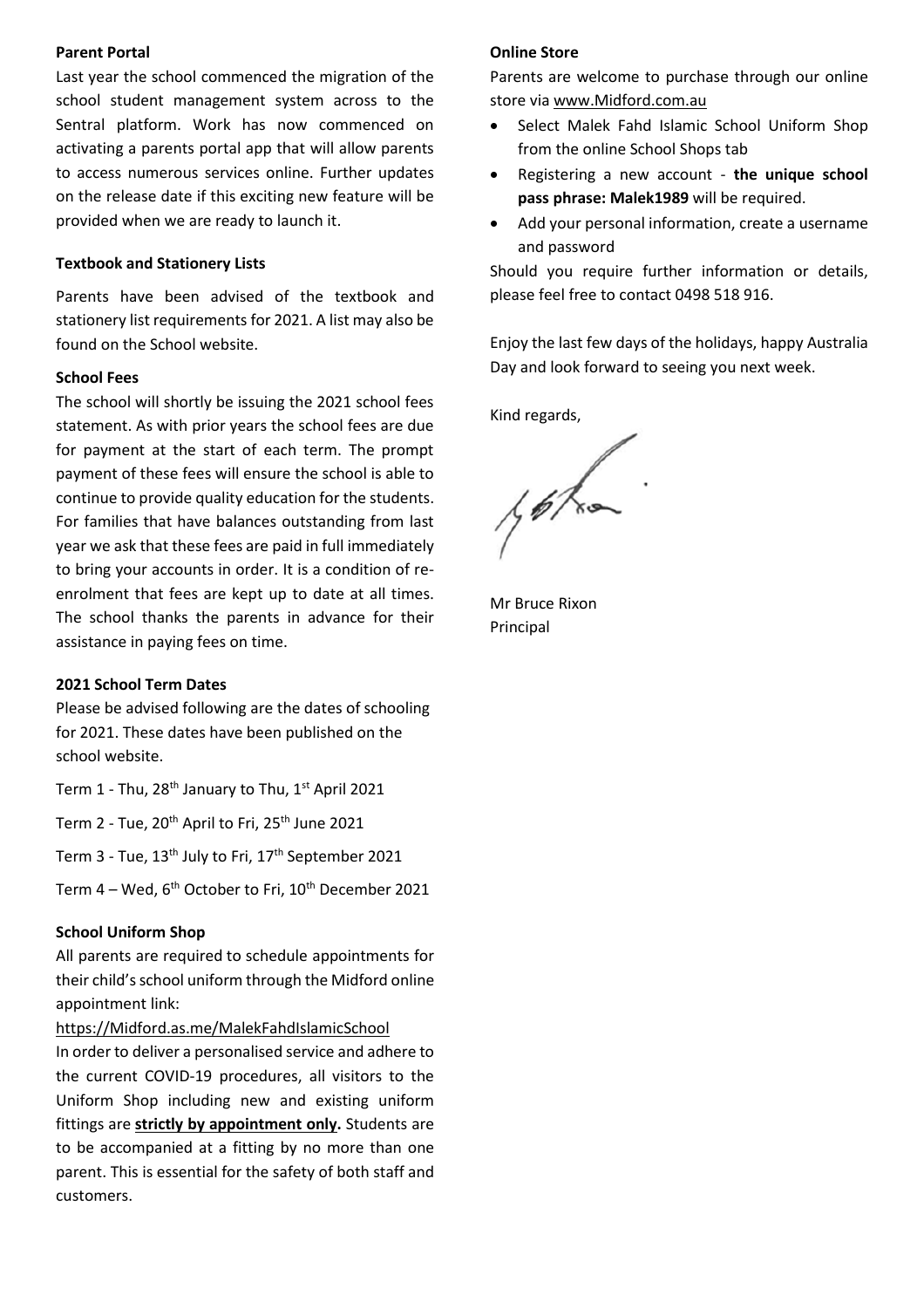**Parent Portal**

Last year the school commenced the migration of the school student management system across to the Sentral platform. Work has now commenced on activating a parents portal app that will allow parents to access numerous services online. Further updates on the release date if this exciting new feature will be provided when we are ready to launch it.

**Textbook and Stationery Lists**

Parents have been advised of the textbook and stationery list requirements for 2021. A list may also be found on the School website.

**School Fees**

The school will shortly be issuing the 2021 school fees statement. As with prior years the school fees are due for payment at the start of each term. The prompt payment of these fees will ensure the school is able to continue to provide quality education for the students. For families that have balances outstanding from last year we ask that these fees are paid in full immediately to bring your accounts in order. It is a condition of re-enrolment that fees are kept up to date at all times. The school thanks the parents in advance for their assistance in paying fees on time.

**2021 School Term Dates**

Please be advised following are the dates of schooling for 2021. These dates have been published on the school website.

Term 1 - Thu, 28th January to Thu, 1st April 2021

Term 2 - Tue, 20th April to Fri, 25th June 2021

Term 3 - Tue, 13th July to Fri, 17th September 2021

Term 4 – Wed, 6th October to Fri, 10th December 2021

**School Uniform Shop**

All parents are required to schedule appointments for their child's school uniform through the Midford online appointment link:

https://Midford.as.me/MalekFahdIslamicSchool

In order to deliver a personalised service and adhere to the current COVID-19 procedures, all visitors to the Uniform Shop including new and existing uniform fittings are **strictly by appointment only.** Students are to be accompanied at a fitting by no more than one parent. This is essential for the safety of both staff and customers.

**Online Store**

Parents are welcome to purchase through our online store via www.Midford.com.au

- Select Malek Fahd Islamic School Uniform Shop from the online School Shops tab
- Registering a new account - **the unique school pass phrase: Malek1989** will be required.
- Add your personal information, create a username and password

Should you require further information or details, please feel free to contact 0498 518 916.

Enjoy the last few days of the holidays, happy Australia Day and look forward to seeing you next week.

Kind regards,

Mr Bruce Rixon
Principal